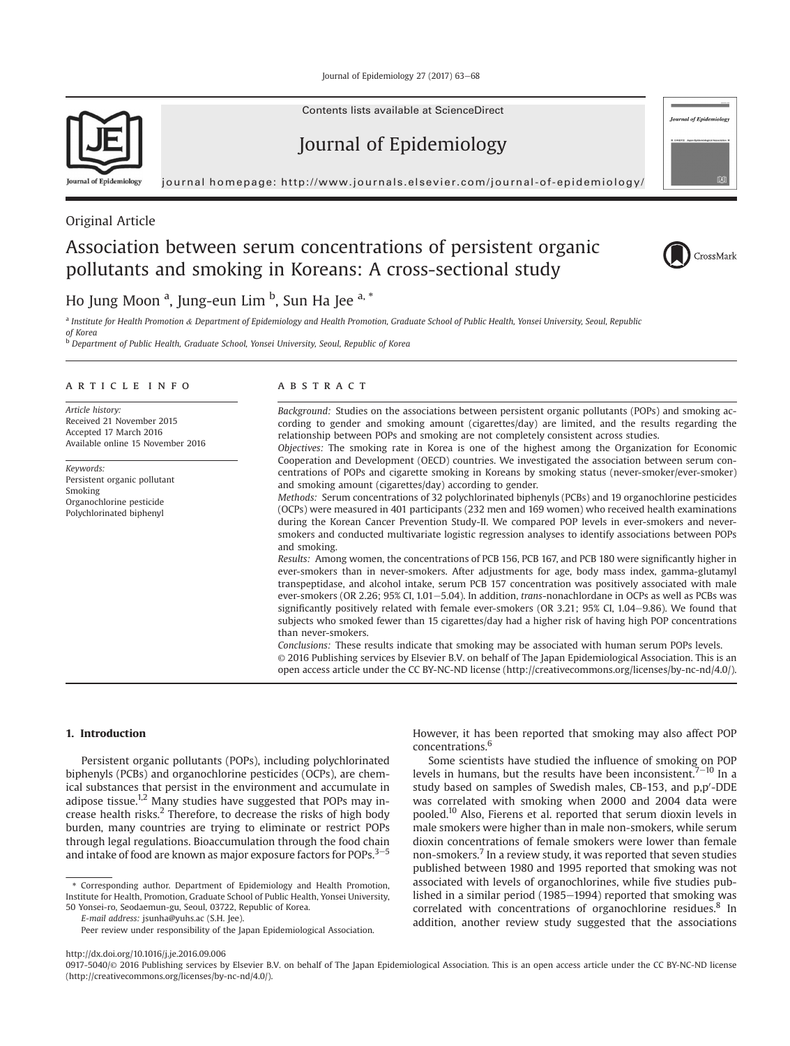Original Article

# Association between serum concentrations of persistent organic pollutants and smoking in Koreans: A cross-sectional study

Ho Jung Moon [a], Jung-eun Lim [b], Sun Ha Jee [a, *]

[a] Institute for Health Promotion & Department of Epidemiology and Health Promotion, Graduate School of Public Health, Yonsei University, Seoul, Republic of Korea

[b] Department of Public Health, Graduate School, Yonsei University, Seoul, Republic of Korea

## ARTICLE INFO

*Article history:*
Received 21 November 2015
Accepted 17 March 2016
Available online 15 November 2016

*Keywords:*
Persistent organic pollutant
Smoking
Organochlorine pesticide
Polychlorinated biphenyl

## ABSTRACT

*Background:* Studies on the associations between persistent organic pollutants (POPs) and smoking according to gender and smoking amount (cigarettes/day) are limited, and the results regarding the relationship between POPs and smoking are not completely consistent across studies.

*Objectives:* The smoking rate in Korea is one of the highest among the Organization for Economic Cooperation and Development (OECD) countries. We investigated the association between serum concentrations of POPs and cigarette smoking in Koreans by smoking status (never-smoker/ever-smoker) and smoking amount (cigarettes/day) according to gender.

*Methods:* Serum concentrations of 32 polychlorinated biphenyls (PCBs) and 19 organochlorine pesticides (OCPs) were measured in 401 participants (232 men and 169 women) who received health examinations during the Korean Cancer Prevention Study-II. We compared POP levels in ever-smokers and never-smokers and conducted multivariate logistic regression analyses to identify associations between POPs and smoking.

*Results:* Among women, the concentrations of PCB 156, PCB 167, and PCB 180 were significantly higher in ever-smokers than in never-smokers. After adjustments for age, body mass index, gamma-glutamyl transpeptidase, and alcohol intake, serum PCB 157 concentration was positively associated with male ever-smokers (OR 2.26; 95% CI, 1.01–5.04). In addition, *trans*-nonachlordane in OCPs as well as PCBs was significantly positively related with female ever-smokers (OR 3.21; 95% CI, 1.04–9.86). We found that subjects who smoked fewer than 15 cigarettes/day had a higher risk of having high POP concentrations than never-smokers.

*Conclusions:* These results indicate that smoking may be associated with human serum POPs levels.

© 2016 Publishing services by Elsevier B.V. on behalf of The Japan Epidemiological Association. This is an open access article under the CC BY-NC-ND license (http://creativecommons.org/licenses/by-nc-nd/4.0/).

## 1. Introduction

Persistent organic pollutants (POPs), including polychlorinated biphenyls (PCBs) and organochlorine pesticides (OCPs), are chemical substances that persist in the environment and accumulate in adipose tissue.[1,2] Many studies have suggested that POPs may increase health risks.[2] Therefore, to decrease the risks of high body burden, many countries are trying to eliminate or restrict POPs through legal regulations. Bioaccumulation through the food chain and intake of food are known as major exposure factors for POPs.[3–5] However, it has been reported that smoking may also affect POP concentrations.[6]

Some scientists have studied the influence of smoking on POP levels in humans, but the results have been inconsistent.[7–10] In a study based on samples of Swedish males, CB-153, and p,p′-DDE was correlated with smoking when 2000 and 2004 data were pooled.[10] Also, Fierens et al. reported that serum dioxin levels in male smokers were higher than in male non-smokers, while serum dioxin concentrations of female smokers were lower than female non-smokers.[7] In a review study, it was reported that seven studies published between 1980 and 1995 reported that smoking was not associated with levels of organochlorines, while five studies published in a similar period (1985–1994) reported that smoking was correlated with concentrations of organochlorine residues.[8] In addition, another review study suggested that the associations

\* Corresponding author. Department of Epidemiology and Health Promotion, Institute for Health, Promotion, Graduate School of Public Health, Yonsei University, 50 Yonsei-ro, Seodaemun-gu, Seoul, 03722, Republic of Korea.

*E-mail address:* jsunha@yuhs.ac (S.H. Jee).

Peer review under responsibility of the Japan Epidemiological Association.

http://dx.doi.org/10.1016/j.je.2016.09.006

0917-5040/© 2016 Publishing services by Elsevier B.V. on behalf of The Japan Epidemiological Association. This is an open access article under the CC BY-NC-ND license (http://creativecommons.org/licenses/by-nc-nd/4.0/).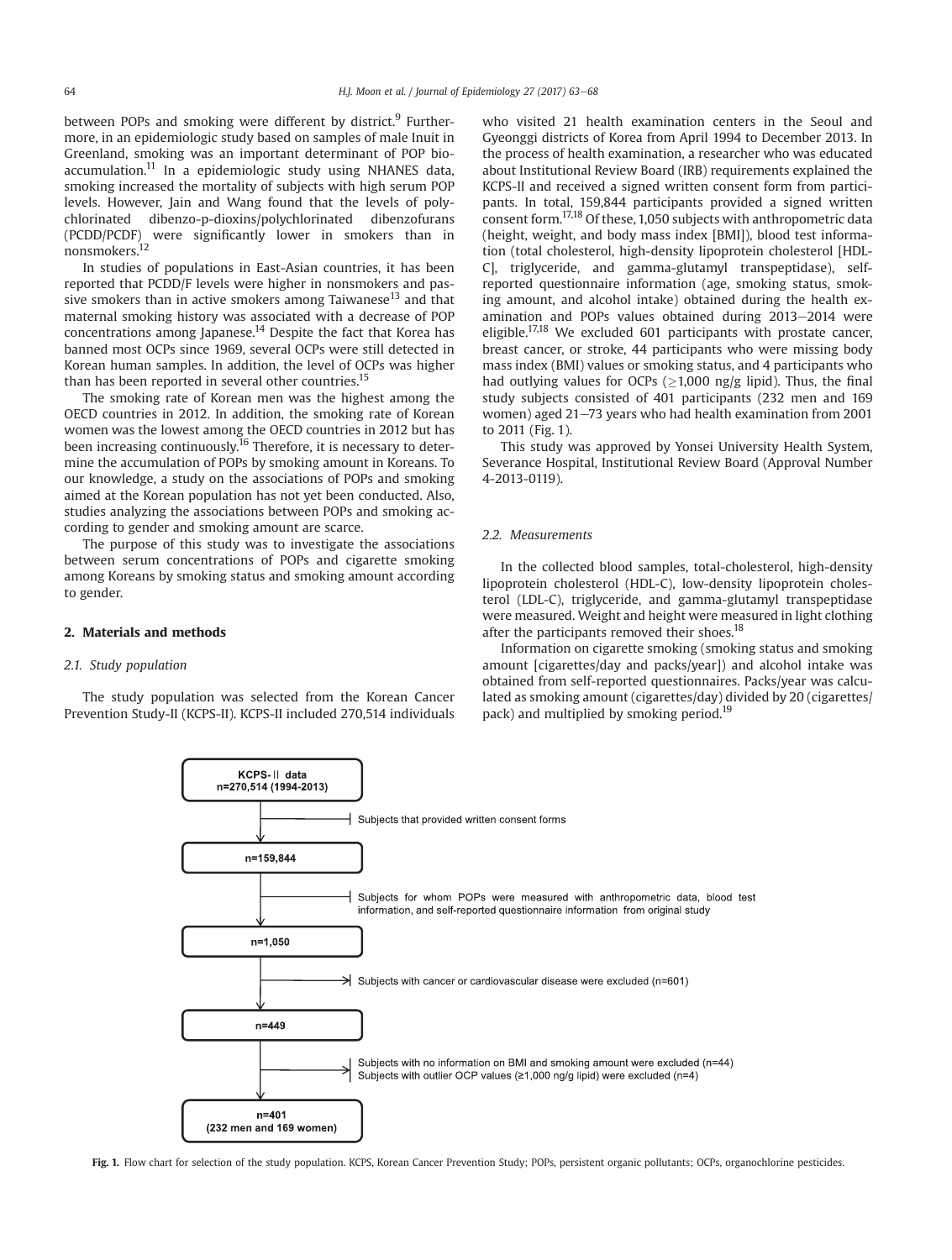between POPs and smoking were different by district.[9] Furthermore, in an epidemiologic study based on samples of male Inuit in Greenland, smoking was an important determinant of POP bioaccumulation.[11] In a epidemiologic study using NHANES data, smoking increased the mortality of subjects with high serum POP levels. However, Jain and Wang found that the levels of polychlorinated dibenzo-p-dioxins/polychlorinated dibenzofurans (PCDD/PCDF) were significantly lower in smokers than in nonsmokers.[12]

In studies of populations in East-Asian countries, it has been reported that PCDD/F levels were higher in nonsmokers and passive smokers than in active smokers among Taiwanese[13] and that maternal smoking history was associated with a decrease of POP concentrations among Japanese.[14] Despite the fact that Korea has banned most OCPs since 1969, several OCPs were still detected in Korean human samples. In addition, the level of OCPs was higher than has been reported in several other countries.[15]

The smoking rate of Korean men was the highest among the OECD countries in 2012. In addition, the smoking rate of Korean women was the lowest among the OECD countries in 2012 but has been increasing continuously.[16] Therefore, it is necessary to determine the accumulation of POPs by smoking amount in Koreans. To our knowledge, a study on the associations of POPs and smoking aimed at the Korean population has not yet been conducted. Also, studies analyzing the associations between POPs and smoking according to gender and smoking amount are scarce.

The purpose of this study was to investigate the associations between serum concentrations of POPs and cigarette smoking among Koreans by smoking status and smoking amount according to gender.

## 2. Materials and methods

### 2.1. Study population

The study population was selected from the Korean Cancer Prevention Study-II (KCPS-II). KCPS-II included 270,514 individuals who visited 21 health examination centers in the Seoul and Gyeonggi districts of Korea from April 1994 to December 2013. In the process of health examination, a researcher who was educated about Institutional Review Board (IRB) requirements explained the KCPS-II and received a signed written consent form from participants. In total, 159,844 participants provided a signed written consent form.[17,18] Of these, 1,050 subjects with anthropometric data (height, weight, and body mass index [BMI]), blood test information (total cholesterol, high-density lipoprotein cholesterol [HDL-C], triglyceride, and gamma-glutamyl transpeptidase), self-reported questionnaire information (age, smoking status, smoking amount, and alcohol intake) obtained during the health examination and POPs values obtained during 2013–2014 were eligible.[17,18] We excluded 601 participants with prostate cancer, breast cancer, or stroke, 44 participants who were missing body mass index (BMI) values or smoking status, and 4 participants who had outlying values for OCPs (≥1,000 ng/g lipid). Thus, the final study subjects consisted of 401 participants (232 men and 169 women) aged 21–73 years who had health examination from 2001 to 2011 (Fig. 1).

This study was approved by Yonsei University Health System, Severance Hospital, Institutional Review Board (Approval Number 4-2013-0119).

### 2.2. Measurements

In the collected blood samples, total-cholesterol, high-density lipoprotein cholesterol (HDL-C), low-density lipoprotein cholesterol (LDL-C), triglyceride, and gamma-glutamyl transpeptidase were measured. Weight and height were measured in light clothing after the participants removed their shoes.[18]

Information on cigarette smoking (smoking status and smoking amount [cigarettes/day and packs/year]) and alcohol intake was obtained from self-reported questionnaires. Packs/year was calculated as smoking amount (cigarettes/day) divided by 20 (cigarettes/pack) and multiplied by smoking period.[19]

KCPS-II data n=270,514 (1994-2013)
→ Subjects that provided written consent forms
n=159,844
→ Subjects for whom POPs were measured with anthropometric data, blood test information, and self-reported questionnaire information from original study
n=1,050
→ Subjects with cancer or cardiovascular disease were excluded (n=601)
n=449
→ Subjects with no information on BMI and smoking amount were excluded (n=44)
Subjects with outlier OCP values (≥1,000 ng/g lipid) were excluded (n=4)
n=401 (232 men and 169 women)

**Fig. 1.** Flow chart for selection of the study population. KCPS, Korean Cancer Prevention Study; POPs, persistent organic pollutants; OCPs, organochlorine pesticides.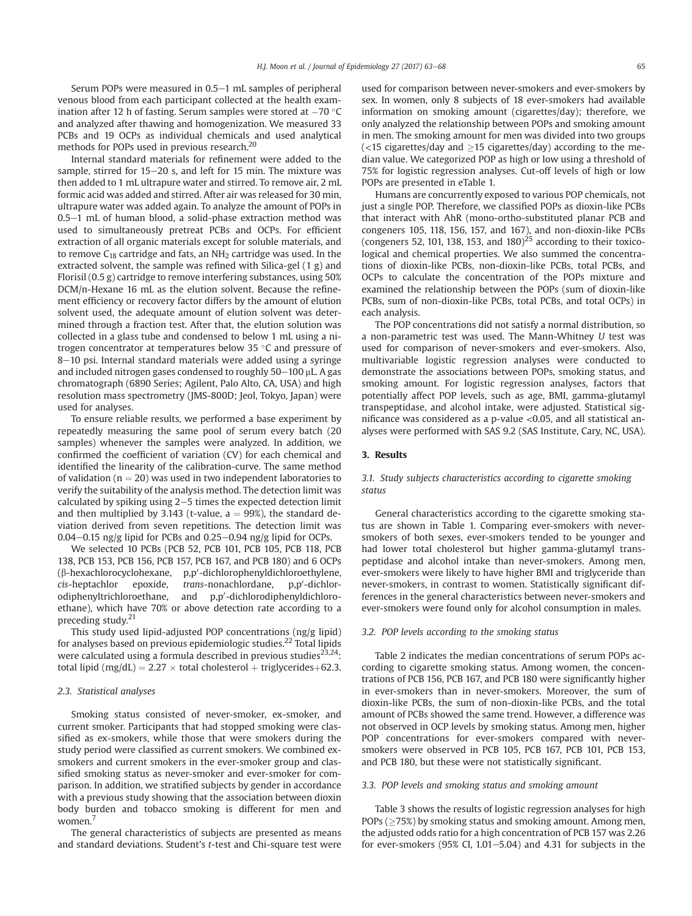Serum POPs were measured in 0.5–1 mL samples of peripheral venous blood from each participant collected at the health examination after 12 h of fasting. Serum samples were stored at −70 °C and analyzed after thawing and homogenization. We measured 33 PCBs and 19 OCPs as individual chemicals and used analytical methods for POPs used in previous research.[20]

Internal standard materials for refinement were added to the sample, stirred for 15–20 s, and left for 15 min. The mixture was then added to 1 mL ultrapure water and stirred. To remove air, 2 mL formic acid was added and stirred. After air was released for 30 min, ultrapure water was added again. To analyze the amount of POPs in 0.5–1 mL of human blood, a solid-phase extraction method was used to simultaneously pretreat PCBs and OCPs. For efficient extraction of all organic materials except for soluble materials, and to remove $C_{18}$ cartridge and fats, an $NH_2$ cartridge was used. In the extracted solvent, the sample was refined with Silica-gel (1 g) and Florisil (0.5 g) cartridge to remove interfering substances, using 50% DCM/n-Hexane 16 mL as the elution solvent. Because the refinement efficiency or recovery factor differs by the amount of elution solvent used, the adequate amount of elution solvent was determined through a fraction test. After that, the elution solution was collected in a glass tube and condensed to below 1 mL using a nitrogen concentrator at temperatures below 35 °C and pressure of 8–10 psi. Internal standard materials were added using a syringe and included nitrogen gases condensed to roughly 50–100 μL. A gas chromatograph (6890 Series; Agilent, Palo Alto, CA, USA) and high resolution mass spectrometry (JMS-800D; Jeol, Tokyo, Japan) were used for analyses.

To ensure reliable results, we performed a base experiment by repeatedly measuring the same pool of serum every batch (20 samples) whenever the samples were analyzed. In addition, we confirmed the coefficient of variation (CV) for each chemical and identified the linearity of the calibration-curve. The same method of validation (n = 20) was used in two independent laboratories to verify the suitability of the analysis method. The detection limit was calculated by spiking using 2–5 times the expected detection limit and then multiplied by 3.143 (t-value, a = 99%), the standard deviation derived from seven repetitions. The detection limit was 0.04–0.15 ng/g lipid for PCBs and 0.25–0.94 ng/g lipid for OCPs.

We selected 10 PCBs (PCB 52, PCB 101, PCB 105, PCB 118, PCB 138, PCB 153, PCB 156, PCB 157, PCB 167, and PCB 180) and 6 OCPs (β-hexachlorocyclohexane, p,p′-dichlorophenyldichloroethylene, *cis*-heptachlor epoxide, *trans*-nonachlordane, p,p′-dichlorodiphenyltrichloroethane, and p,p′-dichlorodiphenyldichloroethane), which have 70% or above detection rate according to a preceding study.[21]

This study used lipid-adjusted POP concentrations (ng/g lipid) for analyses based on previous epidemiologic studies.[22] Total lipids were calculated using a formula described in previous studies[23,24]: total lipid (mg/dL) = 2.27 × total cholesterol + triglycerides+62.3.

### 2.3. Statistical analyses

Smoking status consisted of never-smoker, ex-smoker, and current smoker. Participants that had stopped smoking were classified as ex-smokers, while those that were smokers during the study period were classified as current smokers. We combined ex-smokers and current smokers in the ever-smoker group and classified smoking status as never-smoker and ever-smoker for comparison. In addition, we stratified subjects by gender in accordance with a previous study showing that the association between dioxin body burden and tobacco smoking is different for men and women.[7]

The general characteristics of subjects are presented as means and standard deviations. Student's *t*-test and Chi-square test were used for comparison between never-smokers and ever-smokers by sex. In women, only 8 subjects of 18 ever-smokers had available information on smoking amount (cigarettes/day); therefore, we only analyzed the relationship between POPs and smoking amount in men. The smoking amount for men was divided into two groups (<15 cigarettes/day and ≥15 cigarettes/day) according to the median value. We categorized POP as high or low using a threshold of 75% for logistic regression analyses. Cut-off levels of high or low POPs are presented in eTable 1.

Humans are concurrently exposed to various POP chemicals, not just a single POP. Therefore, we classified POPs as dioxin-like PCBs that interact with AhR (mono-ortho-substituted planar PCB and congeners 105, 118, 156, 157, and 167), and non-dioxin-like PCBs (congeners 52, 101, 138, 153, and 180)[25] according to their toxicological and chemical properties. We also summed the concentrations of dioxin-like PCBs, non-dioxin-like PCBs, total PCBs, and OCPs to calculate the concentration of the POPs mixture and examined the relationship between the POPs (sum of dioxin-like PCBs, sum of non-dioxin-like PCBs, total PCBs, and total OCPs) in each analysis.

The POP concentrations did not satisfy a normal distribution, so a non-parametric test was used. The Mann-Whitney *U* test was used for comparison of never-smokers and ever-smokers. Also, multivariable logistic regression analyses were conducted to demonstrate the associations between POPs, smoking status, and smoking amount. For logistic regression analyses, factors that potentially affect POP levels, such as age, BMI, gamma-glutamyl transpeptidase, and alcohol intake, were adjusted. Statistical significance was considered as a p-value <0.05, and all statistical analyses were performed with SAS 9.2 (SAS Institute, Cary, NC, USA).

## 3. Results

### 3.1. Study subjects characteristics according to cigarette smoking status

General characteristics according to the cigarette smoking status are shown in Table 1. Comparing ever-smokers with never-smokers of both sexes, ever-smokers tended to be younger and had lower total cholesterol but higher gamma-glutamyl transpeptidase and alcohol intake than never-smokers. Among men, ever-smokers were likely to have higher BMI and triglyceride than never-smokers, in contrast to women. Statistically significant differences in the general characteristics between never-smokers and ever-smokers were found only for alcohol consumption in males.

### 3.2. POP levels according to the smoking status

Table 2 indicates the median concentrations of serum POPs according to cigarette smoking status. Among women, the concentrations of PCB 156, PCB 167, and PCB 180 were significantly higher in ever-smokers than in never-smokers. Moreover, the sum of dioxin-like PCBs, the sum of non-dioxin-like PCBs, and the total amount of PCBs showed the same trend. However, a difference was not observed in OCP levels by smoking status. Among men, higher POP concentrations for ever-smokers compared with never-smokers were observed in PCB 105, PCB 167, PCB 101, PCB 153, and PCB 180, but these were not statistically significant.

### 3.3. POP levels and smoking status and smoking amount

Table 3 shows the results of logistic regression analyses for high POPs (≥75%) by smoking status and smoking amount. Among men, the adjusted odds ratio for a high concentration of PCB 157 was 2.26 for ever-smokers (95% CI, 1.01–5.04) and 4.31 for subjects in the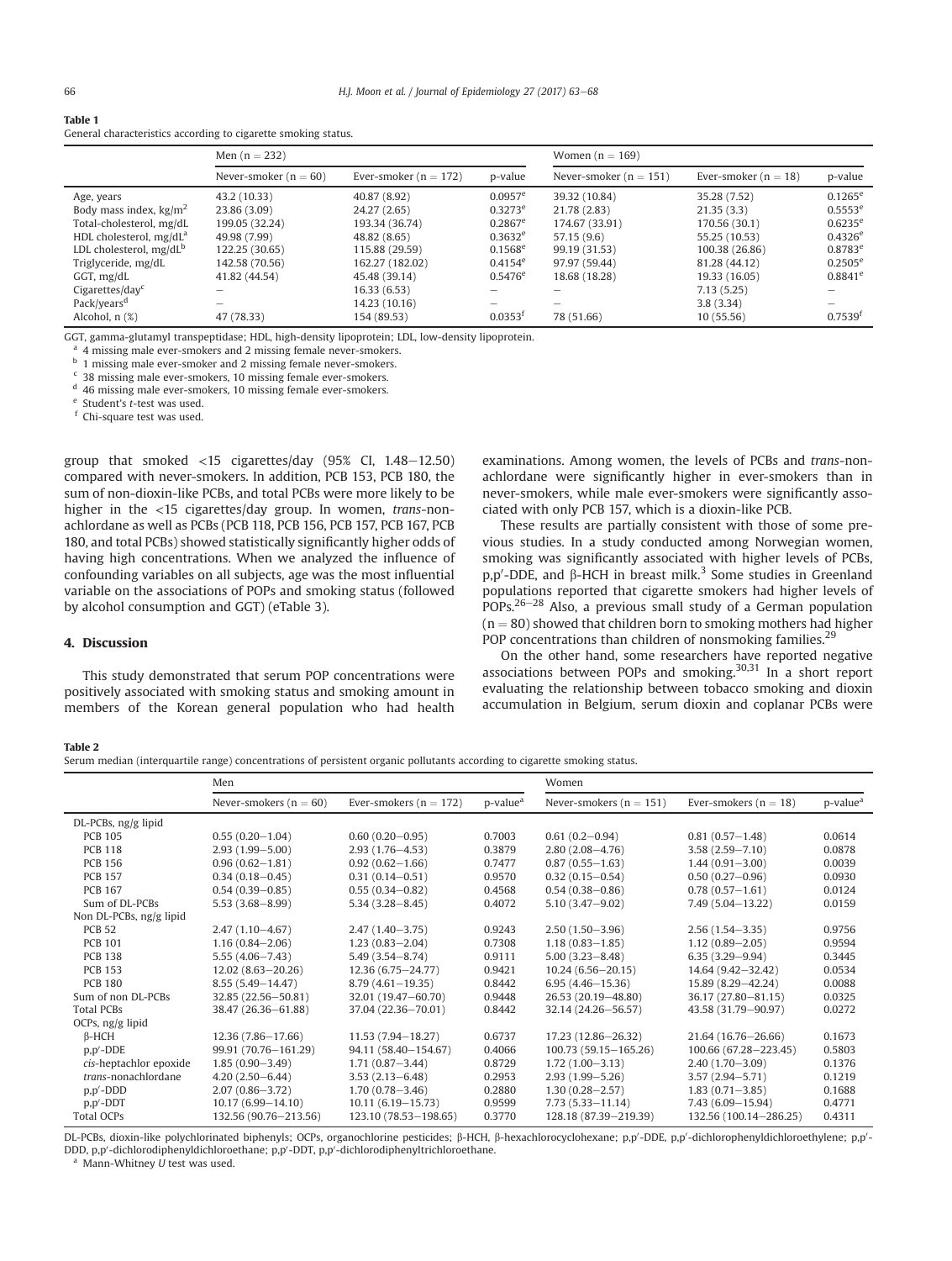**Table 1**
General characteristics according to cigarette smoking status.

| | Men (n = 232) | | | Women (n = 169) | | |
|---|---|---|---|---|---|---|
| | Never-smoker (n = 60) | Ever-smoker (n = 172) | p-value | Never-smoker (n = 151) | Ever-smoker (n = 18) | p-value |
| Age, years | 43.2 (10.33) | 40.87 (8.92) | 0.0957[e] | 39.32 (10.84) | 35.28 (7.52) | 0.1265[e] |
| Body mass index, kg/m$^2$ | 23.86 (3.09) | 24.27 (2.65) | 0.3273[e] | 21.78 (2.83) | 21.35 (3.3) | 0.5553[e] |
| Total-cholesterol, mg/dL | 199.05 (32.24) | 193.34 (36.74) | 0.2867[e] | 174.67 (33.91) | 170.56 (30.1) | 0.6235[e] |
| HDL cholesterol, mg/dL[a] | 49.98 (7.99) | 48.82 (8.65) | 0.3632[e] | 57.15 (9.6) | 55.25 (10.53) | 0.4326[e] |
| LDL cholesterol, mg/dL[b] | 122.25 (30.65) | 115.88 (29.59) | 0.1568[e] | 99.19 (31.53) | 100.38 (26.86) | 0.8783[e] |
| Triglyceride, mg/dL | 142.58 (70.56) | 162.27 (182.02) | 0.4154[e] | 97.97 (59.44) | 81.28 (44.12) | 0.2505[e] |
| GGT, mg/dL | 41.82 (44.54) | 45.48 (39.14) | 0.5476[e] | 18.68 (18.28) | 19.33 (16.05) | 0.8841[e] |
| Cigarettes/day[c] | – | 16.33 (6.53) | – | – | 7.13 (5.25) | – |
| Pack/years[d] | – | 14.23 (10.16) | – | – | 3.8 (3.34) | – |
| Alcohol, n (%) | 47 (78.33) | 154 (89.53) | 0.0353[f] | 78 (51.66) | 10 (55.56) | 0.7539[f] |

GGT, gamma-glutamyl transpeptidase; HDL, high-density lipoprotein; LDL, low-density lipoprotein.
[a] 4 missing male ever-smokers and 2 missing female never-smokers.
[b] 1 missing male ever-smoker and 2 missing female never-smokers.
[c] 38 missing male ever-smokers, 10 missing female ever-smokers.
[d] 46 missing male ever-smokers, 10 missing female ever-smokers.
[e] Student's t-test was used.
[f] Chi-square test was used.

group that smoked <15 cigarettes/day (95% CI, 1.48–12.50) compared with never-smokers. In addition, PCB 153, PCB 180, the sum of non-dioxin-like PCBs, and total PCBs were more likely to be higher in the <15 cigarettes/day group. In women, *trans*-nonachlordane as well as PCBs (PCB 118, PCB 156, PCB 157, PCB 167, PCB 180, and total PCBs) showed statistically significantly higher odds of having high concentrations. When we analyzed the influence of confounding variables on all subjects, age was the most influential variable on the associations of POPs and smoking status (followed by alcohol consumption and GGT) (eTable 3).

## 4. Discussion

This study demonstrated that serum POP concentrations were positively associated with smoking status and smoking amount in members of the Korean general population who had health examinations. Among women, the levels of PCBs and *trans*-nonachlordane were significantly higher in ever-smokers than in never-smokers, while male ever-smokers were significantly associated with only PCB 157, which is a dioxin-like PCB.

These results are partially consistent with those of some previous studies. In a study conducted among Norwegian women, smoking was significantly associated with higher levels of PCBs, p,p′-DDE, and β-HCH in breast milk.[3] Some studies in Greenland populations reported that cigarette smokers had higher levels of POPs.[26–28] Also, a previous small study of a German population (n = 80) showed that children born to smoking mothers had higher POP concentrations than children of nonsmoking families.[29]

On the other hand, some researchers have reported negative associations between POPs and smoking.[30,31] In a short report evaluating the relationship between tobacco smoking and dioxin accumulation in Belgium, serum dioxin and coplanar PCBs were

**Table 2**
Serum median (interquartile range) concentrations of persistent organic pollutants according to cigarette smoking status.

| | Men | | | Women | | |
|---|---|---|---|---|---|---|
| | Never-smokers (n = 60) | Ever-smokers (n = 172) | p-value[a] | Never-smokers (n = 151) | Ever-smokers (n = 18) | p-value[a] |
| DL-PCBs, ng/g lipid | | | | | | |
| PCB 105 | 0.55 (0.20–1.04) | 0.60 (0.20–0.95) | 0.7003 | 0.61 (0.2–0.94) | 0.81 (0.57–1.48) | 0.0614 |
| PCB 118 | 2.93 (1.99–5.00) | 2.93 (1.76–4.53) | 0.3879 | 2.80 (2.08–4.76) | 3.58 (2.59–7.10) | 0.0878 |
| PCB 156 | 0.96 (0.62–1.81) | 0.92 (0.62–1.66) | 0.7477 | 0.87 (0.55–1.63) | 1.44 (0.91–3.00) | 0.0039 |
| PCB 157 | 0.34 (0.18–0.45) | 0.31 (0.14–0.51) | 0.9570 | 0.32 (0.15–0.54) | 0.50 (0.27–0.96) | 0.0930 |
| PCB 167 | 0.54 (0.39–0.85) | 0.55 (0.34–0.82) | 0.4568 | 0.54 (0.38–0.86) | 0.78 (0.57–1.61) | 0.0124 |
| Sum of DL-PCBs | 5.53 (3.68–8.99) | 5.34 (3.28–8.45) | 0.4072 | 5.10 (3.47–9.02) | 7.49 (5.04–13.22) | 0.0159 |
| Non DL-PCBs, ng/g lipid | | | | | | |
| PCB 52 | 2.47 (1.10–4.67) | 2.47 (1.40–3.75) | 0.9243 | 2.50 (1.50–3.96) | 2.56 (1.54–3.35) | 0.9756 |
| PCB 101 | 1.16 (0.84–2.06) | 1.23 (0.83–2.04) | 0.7308 | 1.18 (0.83–1.85) | 1.12 (0.89–2.05) | 0.9594 |
| PCB 138 | 5.55 (4.06–7.43) | 5.49 (3.54–8.74) | 0.9111 | 5.00 (3.23–8.48) | 6.35 (3.29–9.94) | 0.3445 |
| PCB 153 | 12.02 (8.63–20.26) | 12.36 (6.75–24.77) | 0.9421 | 10.24 (6.56–20.15) | 14.64 (9.42–32.42) | 0.0534 |
| PCB 180 | 8.55 (5.49–14.47) | 8.79 (4.61–19.35) | 0.8442 | 6.95 (4.46–15.36) | 15.89 (8.29–42.24) | 0.0088 |
| Sum of non DL-PCBs | 32.85 (22.56–50.81) | 32.01 (19.47–60.70) | 0.9448 | 26.53 (20.19–48.80) | 36.17 (27.80–81.15) | 0.0325 |
| Total PCBs | 38.47 (26.36–61.88) | 37.04 (22.36–70.01) | 0.8442 | 32.14 (24.26–56.57) | 43.58 (31.79–90.97) | 0.0272 |
| OCPs, ng/g lipid | | | | | | |
| β-HCH | 12.36 (7.86–17.66) | 11.53 (7.94–18.27) | 0.6737 | 17.23 (12.86–26.32) | 21.64 (16.76–26.66) | 0.1673 |
| p,p′-DDE | 99.91 (70.76–161.29) | 94.11 (58.40–154.67) | 0.4066 | 100.73 (59.15–165.26) | 100.66 (67.28–223.45) | 0.5803 |
| *cis*-heptachlor epoxide | 1.85 (0.90–3.49) | 1.71 (0.87–3.44) | 0.8729 | 1.72 (1.00–3.13) | 2.40 (1.70–3.09) | 0.1376 |
| *trans*-nonachlordane | 4.20 (2.50–6.44) | 3.53 (2.13–6.48) | 0.2953 | 2.93 (1.99–5.26) | 3.57 (2.94–5.71) | 0.1219 |
| p,p′-DDD | 2.07 (0.86–3.72) | 1.70 (0.78–3.46) | 0.2880 | 1.30 (0.28–2.57) | 1.83 (0.71–3.85) | 0.1688 |
| p,p′-DDT | 10.17 (6.99–14.10) | 10.11 (6.19–15.73) | 0.9599 | 7.73 (5.33–11.14) | 7.43 (6.09–15.94) | 0.4771 |
| Total OCPs | 132.56 (90.76–213.56) | 123.10 (78.53–198.65) | 0.3770 | 128.18 (87.39–219.39) | 132.56 (100.14–286.25) | 0.4311 |

DL-PCBs, dioxin-like polychlorinated biphenyls; OCPs, organochlorine pesticides; β-HCH, β-hexachlorocyclohexane; p,p′-DDE, p,p′-dichlorophenyldichloroethylene; p,p′-DDD, p,p′-dichlorodiphenyldichloroethane; p,p′-DDT, p,p′-dichlorodiphenyltrichloroethane.
[a] Mann-Whitney *U* test was used.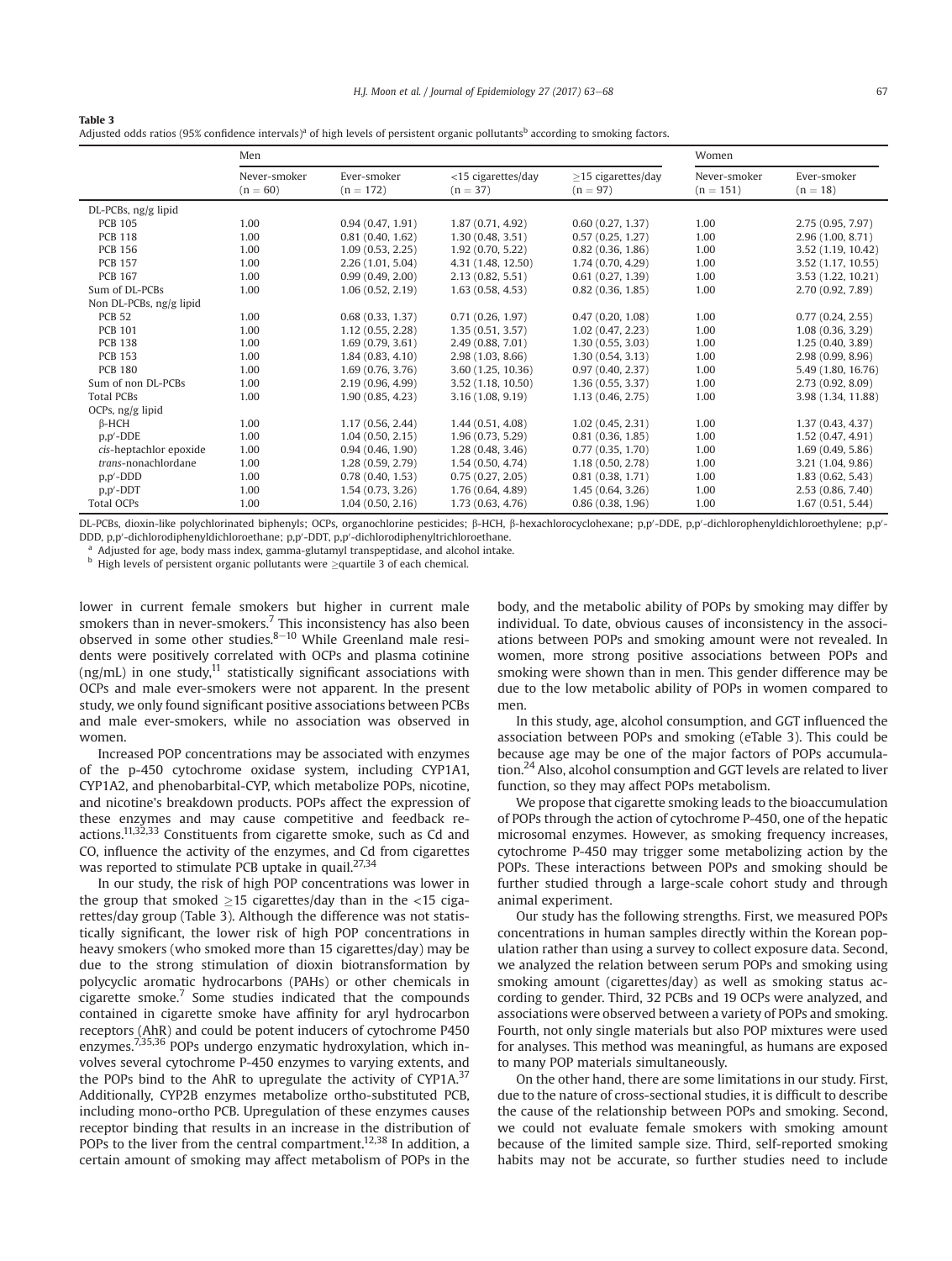**Table 3**
Adjusted odds ratios (95% confidence intervals)[a] of high levels of persistent organic pollutants[b] according to smoking factors.

| | Men | | | | Women | |
|---|---|---|---|---|---|---|
| | Never-smoker (n = 60) | Ever-smoker (n = 172) | <15 cigarettes/day (n = 37) | ≥15 cigarettes/day (n = 97) | Never-smoker (n = 151) | Ever-smoker (n = 18) |
| DL-PCBs, ng/g lipid | | | | | | |
| PCB 105 | 1.00 | 0.94 (0.47, 1.91) | 1.87 (0.71, 4.92) | 0.60 (0.27, 1.37) | 1.00 | 2.75 (0.95, 7.97) |
| PCB 118 | 1.00 | 0.81 (0.40, 1.62) | 1.30 (0.48, 3.51) | 0.57 (0.25, 1.27) | 1.00 | 2.96 (1.00, 8.71) |
| PCB 156 | 1.00 | 1.09 (0.53, 2.25) | 1.92 (0.70, 5.22) | 0.82 (0.36, 1.86) | 1.00 | 3.52 (1.19, 10.42) |
| PCB 157 | 1.00 | 2.26 (1.01, 5.04) | 4.31 (1.48, 12.50) | 1.74 (0.70, 4.29) | 1.00 | 3.52 (1.17, 10.55) |
| PCB 167 | 1.00 | 0.99 (0.49, 2.00) | 2.13 (0.82, 5.51) | 0.61 (0.27, 1.39) | 1.00 | 3.53 (1.22, 10.21) |
| Sum of DL-PCBs | 1.00 | 1.06 (0.52, 2.19) | 1.63 (0.58, 4.53) | 0.82 (0.36, 1.85) | 1.00 | 2.70 (0.92, 7.89) |
| Non DL-PCBs, ng/g lipid | | | | | | |
| PCB 52 | 1.00 | 0.68 (0.33, 1.37) | 0.71 (0.26, 1.97) | 0.47 (0.20, 1.08) | 1.00 | 0.77 (0.24, 2.55) |
| PCB 101 | 1.00 | 1.12 (0.55, 2.28) | 1.35 (0.51, 3.57) | 1.02 (0.47, 2.23) | 1.00 | 1.08 (0.36, 3.29) |
| PCB 138 | 1.00 | 1.69 (0.79, 3.61) | 2.49 (0.88, 7.01) | 1.30 (0.55, 3.03) | 1.00 | 1.25 (0.40, 3.89) |
| PCB 153 | 1.00 | 1.84 (0.83, 4.10) | 2.98 (1.03, 8.66) | 1.30 (0.54, 3.13) | 1.00 | 2.98 (0.99, 8.96) |
| PCB 180 | 1.00 | 1.69 (0.76, 3.76) | 3.60 (1.25, 10.36) | 0.97 (0.40, 2.37) | 1.00 | 5.49 (1.80, 16.76) |
| Sum of non DL-PCBs | 1.00 | 2.19 (0.96, 4.99) | 3.52 (1.18, 10.50) | 1.36 (0.55, 3.37) | 1.00 | 2.73 (0.92, 8.09) |
| Total PCBs | 1.00 | 1.90 (0.85, 4.23) | 3.16 (1.08, 9.19) | 1.13 (0.46, 2.75) | 1.00 | 3.98 (1.34, 11.88) |
| OCPs, ng/g lipid | | | | | | |
| β-HCH | 1.00 | 1.17 (0.56, 2.44) | 1.44 (0.51, 4.08) | 1.02 (0.45, 2.31) | 1.00 | 1.37 (0.43, 4.37) |
| p,p′-DDE | 1.00 | 1.04 (0.50, 2.15) | 1.96 (0.73, 5.29) | 0.81 (0.36, 1.85) | 1.00 | 1.52 (0.47, 4.91) |
| *cis*-heptachlor epoxide | 1.00 | 0.94 (0.46, 1.90) | 1.28 (0.48, 3.46) | 0.77 (0.35, 1.70) | 1.00 | 1.69 (0.49, 5.86) |
| *trans*-nonachlordane | 1.00 | 1.28 (0.59, 2.79) | 1.54 (0.50, 4.74) | 1.18 (0.50, 2.78) | 1.00 | 3.21 (1.04, 9.86) |
| p,p′-DDD | 1.00 | 0.78 (0.40, 1.53) | 0.75 (0.27, 2.05) | 0.81 (0.38, 1.71) | 1.00 | 1.83 (0.62, 5.43) |
| p,p′-DDT | 1.00 | 1.54 (0.73, 3.26) | 1.76 (0.64, 4.89) | 1.45 (0.64, 3.26) | 1.00 | 2.53 (0.86, 7.40) |
| Total OCPs | 1.00 | 1.04 (0.50, 2.16) | 1.73 (0.63, 4.76) | 0.86 (0.38, 1.96) | 1.00 | 1.67 (0.51, 5.44) |

DL-PCBs, dioxin-like polychlorinated biphenyls; OCPs, organochlorine pesticides; β-HCH, β-hexachlorocyclohexane; p,p′-DDE, p,p′-dichlorophenyldichloroethylene; p,p′-DDD, p,p′-dichlorodiphenyldichloroethane; p,p′-DDT, p,p′-dichlorodiphenyltrichloroethane.

[a] Adjusted for age, body mass index, gamma-glutamyl transpeptidase, and alcohol intake.

[b] High levels of persistent organic pollutants were ≥quartile 3 of each chemical.

lower in current female smokers but higher in current male smokers than in never-smokers.[7] This inconsistency has also been observed in some other studies.[8–10] While Greenland male residents were positively correlated with OCPs and plasma cotinine (ng/mL) in one study,[11] statistically significant associations with OCPs and male ever-smokers were not apparent. In the present study, we only found significant positive associations between PCBs and male ever-smokers, while no association was observed in women.

Increased POP concentrations may be associated with enzymes of the p-450 cytochrome oxidase system, including CYP1A1, CYP1A2, and phenobarbital-CYP, which metabolize POPs, nicotine, and nicotine's breakdown products. POPs affect the expression of these enzymes and may cause competitive and feedback reactions.[11,32,33] Constituents from cigarette smoke, such as Cd and CO, influence the activity of the enzymes, and Cd from cigarettes was reported to stimulate PCB uptake in quail.[27,34]

In our study, the risk of high POP concentrations was lower in the group that smoked ≥15 cigarettes/day than in the <15 cigarettes/day group (Table 3). Although the difference was not statistically significant, the lower risk of high POP concentrations in heavy smokers (who smoked more than 15 cigarettes/day) may be due to the strong stimulation of dioxin biotransformation by polycyclic aromatic hydrocarbons (PAHs) or other chemicals in cigarette smoke.[7] Some studies indicated that the compounds contained in cigarette smoke have affinity for aryl hydrocarbon receptors (AhR) and could be potent inducers of cytochrome P450 enzymes.[7,35,36] POPs undergo enzymatic hydroxylation, which involves several cytochrome P-450 enzymes to varying extents, and the POPs bind to the AhR to upregulate the activity of CYP1A.[37] Additionally, CYP2B enzymes metabolize ortho-substituted PCB, including mono-ortho PCB. Upregulation of these enzymes causes receptor binding that results in an increase in the distribution of POPs to the liver from the central compartment.[12,38] In addition, a certain amount of smoking may affect metabolism of POPs in the body, and the metabolic ability of POPs by smoking may differ by individual. To date, obvious causes of inconsistency in the associations between POPs and smoking amount were not revealed. In women, more strong positive associations between POPs and smoking were shown than in men. This gender difference may be due to the low metabolic ability of POPs in women compared to men.

In this study, age, alcohol consumption, and GGT influenced the association between POPs and smoking (eTable 3). This could be because age may be one of the major factors of POPs accumulation.[24] Also, alcohol consumption and GGT levels are related to liver function, so they may affect POPs metabolism.

We propose that cigarette smoking leads to the bioaccumulation of POPs through the action of cytochrome P-450, one of the hepatic microsomal enzymes. However, as smoking frequency increases, cytochrome P-450 may trigger some metabolizing action by the POPs. These interactions between POPs and smoking should be further studied through a large-scale cohort study and through animal experiment.

Our study has the following strengths. First, we measured POPs concentrations in human samples directly within the Korean population rather than using a survey to collect exposure data. Second, we analyzed the relation between serum POPs and smoking using smoking amount (cigarettes/day) as well as smoking status according to gender. Third, 32 PCBs and 19 OCPs were analyzed, and associations were observed between a variety of POPs and smoking. Fourth, not only single materials but also POP mixtures were used for analyses. This method was meaningful, as humans are exposed to many POP materials simultaneously.

On the other hand, there are some limitations in our study. First, due to the nature of cross-sectional studies, it is difficult to describe the cause of the relationship between POPs and smoking. Second, we could not evaluate female smokers with smoking amount because of the limited sample size. Third, self-reported smoking habits may not be accurate, so further studies need to include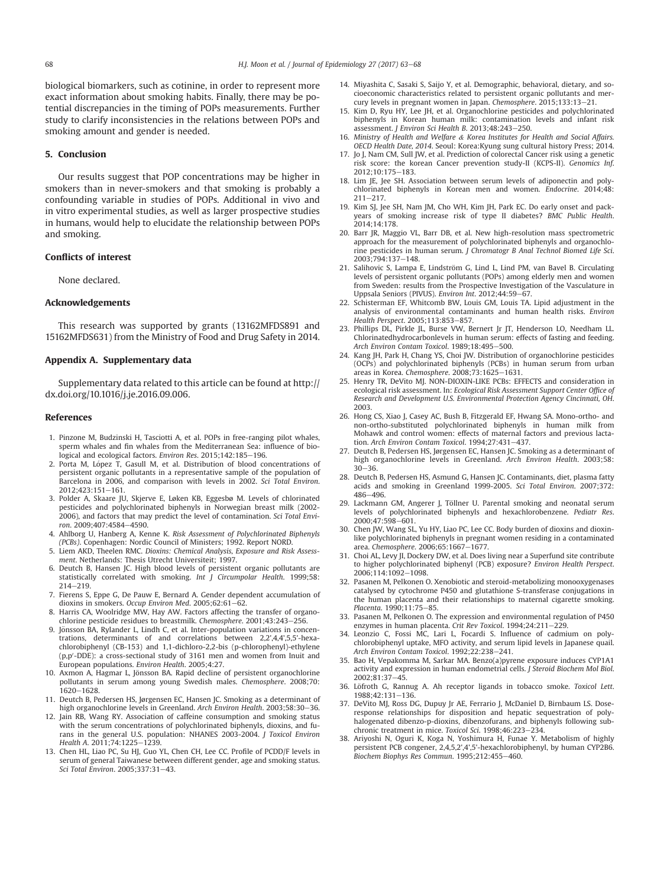biological biomarkers, such as cotinine, in order to represent more exact information about smoking habits. Finally, there may be potential discrepancies in the timing of POPs measurements. Further study to clarify inconsistencies in the relations between POPs and smoking amount and gender is needed.

## 5. Conclusion

Our results suggest that POP concentrations may be higher in smokers than in never-smokers and that smoking is probably a confounding variable in studies of POPs. Additional in vivo and in vitro experimental studies, as well as larger prospective studies in humans, would help to elucidate the relationship between POPs and smoking.

## Conflicts of interest

None declared.

## Acknowledgements

This research was supported by grants (13162MFDS891 and 15162MFDS631) from the Ministry of Food and Drug Safety in 2014.

## Appendix A. Supplementary data

Supplementary data related to this article can be found at http://dx.doi.org/10.1016/j.je.2016.09.006.

## References

1. Pinzone M, Budzinski H, Tasciotti A, et al. POPs in free-ranging pilot whales, sperm whales and fin whales from the Mediterranean Sea: influence of biological and ecological factors. *Environ Res*. 2015;142:185–196.
2. Porta M, López T, Gasull M, et al. Distribution of blood concentrations of persistent organic pollutants in a representative sample of the population of Barcelona in 2006, and comparison with levels in 2002. *Sci Total Environ*. 2012;423:151–161.
3. Polder A, Skaare JU, Skjerve E, Løken KB, Eggesbø M. Levels of chlorinated pesticides and polychlorinated biphenyls in Norwegian breast milk (2002-2006), and factors that may predict the level of contamination. *Sci Total Environ*. 2009;407:4584–4590.
4. Ahlborg U, Hanberg A, Kenne K. *Risk Assessment of Polychlorinated Biphenyls (PCBs)*. Copenhagen: Nordic Council of Ministers; 1992. Report NORD.
5. Liem AKD, Theelen RMC. *Dioxins: Chemical Analysis, Exposure and Risk Assessment*. Netherlands: Thesis Utrecht Universiteit; 1997.
6. Deutch B, Hansen JC. High blood levels of persistent organic pollutants are statistically correlated with smoking. *Int J Circumpolar Health*. 1999;58:214–219.
7. Fierens S, Eppe G, De Pauw E, Bernard A. Gender dependent accumulation of dioxins in smokers. *Occup Environ Med*. 2005;62:61–62.
8. Harris CA, Woolridge MW, Hay AW. Factors affecting the transfer of organochlorine pesticide residues to breastmilk. *Chemosphere*. 2001;43:243–256.
9. Jönsson BA, Rylander L, Lindh C, et al. Inter-population variations in concentrations, determinants of and correlations between 2,2',4,4',5,5'-hexachlorobiphenyl (CB-153) and 1,1-dichloro-2,2-bis (p-chlorophenyl)-ethylene (p,p'-DDE): a cross-sectional study of 3161 men and women from Inuit and European populations. *Environ Health*. 2005;4:27.
10. Axmon A, Hagmar L, Jönsson BA. Rapid decline of persistent organochlorine pollutants in serum among young Swedish males. *Chemosphere*. 2008;70:1620–1628.
11. Deutch B, Pedersen HS, Jørgensen EC, Hansen JC. Smoking as a determinant of high organochlorine levels in Greenland. *Arch Environ Health*. 2003;58:30–36.
12. Jain RB, Wang RY. Association of caffeine consumption and smoking status with the serum concentrations of polychlorinated biphenyls, dioxins, and furans in the general U.S. population: NHANES 2003-2004. *J Toxicol Environ Health A*. 2011;74:1225–1239.
13. Chen HL, Liao PC, Su HJ, Guo YL, Chen CH, Lee CC. Profile of PCDD/F levels in serum of general Taiwanese between different gender, age and smoking status. *Sci Total Environ*. 2005;337:31–43.
14. Miyashita C, Sasaki S, Saijo Y, et al. Demographic, behavioral, dietary, and socioeconomic characteristics related to persistent organic pollutants and mercury levels in pregnant women in Japan. *Chemosphere*. 2015;133:13–21.
15. Kim D, Ryu HY, Lee JH, et al. Organochlorine pesticides and polychlorinated biphenyls in Korean human milk: contamination levels and infant risk assessment. *J Environ Sci Health B*. 2013;48:243–250.
16. *Ministry of Health and Welfare & Korea Institutes for Health and Social Affairs. OECD Health Date, 2014*. Seoul: Korea:Kyung sung cultural history Press; 2014.
17. Jo J, Nam CM, Sull JW, et al. Prediction of colorectal Cancer risk using a genetic risk score: the korean Cancer prevention study-II (KCPS-II). *Genomics Inf*. 2012;10:175–183.
18. Lim JE, Jee SH. Association between serum levels of adiponectin and polychlorinated biphenyls in Korean men and women. *Endocrine*. 2014;48:211–217.
19. Kim SJ, Jee SH, Nam JM, Cho WH, Kim JH, Park EC. Do early onset and pack-years of smoking increase risk of type II diabetes? *BMC Public Health*. 2014;14:178.
20. Barr JR, Maggio VL, Barr DB, et al. New high-resolution mass spectrometric approach for the measurement of polychlorinated biphenyls and organochlorine pesticides in human serum. *J Chromatogr B Anal Technol Biomed Life Sci*. 2003;794:137–148.
21. Salihovic S, Lampa E, Lindström G, Lind L, Lind PM, van Bavel B. Circulating levels of persistent organic pollutants (POPs) among elderly men and women from Sweden: results from the Prospective Investigation of the Vasculature in Uppsala Seniors (PIVUS). *Environ Int*. 2012;44:59–67.
22. Schisterman EF, Whitcomb BW, Louis GM, Louis TA. Lipid adjustment in the analysis of environmental contaminants and human health risks. *Environ Health Perspect*. 2005;113:853–857.
23. Phillips DL, Pirkle JL, Burse VW, Bernert Jr JT, Henderson LO, Needham LL. Chlorinatedhydrocarbonlevels in human serum: effects of fasting and feeding. *Arch Environ Contam Toxicol*. 1989;18:495–500.
24. Kang JH, Park H, Chang YS, Choi JW. Distribution of organochlorine pesticides (OCPs) and polychlorinated biphenyls (PCBs) in human serum from urban areas in Korea. *Chemosphere*. 2008;73:1625–1631.
25. Henry TR, DeVito MJ. NON-DIOXIN-LIKE PCBs: EFFECTS and consideration in ecological risk assessment. In: *Ecological Risk Assessment Support Center Office of Research and Development U.S. Environmental Protection Agency Cincinnati, OH*. 2003.
26. Hong CS, Xiao J, Casey AC, Bush B, Fitzgerald EF, Hwang SA. Mono-ortho- and non-ortho-substituted polychlorinated biphenyls in human milk from Mohawk and control women: effects of maternal factors and previous lactation. *Arch Environ Contam Toxicol*. 1994;27:431–437.
27. Deutch B, Pedersen HS, Jørgensen EC, Hansen JC. Smoking as a determinant of high organochlorine levels in Greenland. *Arch Environ Health*. 2003;58:30–36.
28. Deutch B, Pedersen HS, Asmund G, Hansen JC. Contaminants, diet, plasma fatty acids and smoking in Greenland 1999-2005. *Sci Total Environ*. 2007;372:486–496.
29. Lackmann GM, Angerer J, Töllner U. Parental smoking and neonatal serum levels of polychlorinated biphenyls and hexachlorobenzene. *Pediatr Res*. 2000;47:598–601.
30. Chen JW, Wang SL, Yu HY, Liao PC, Lee CC. Body burden of dioxins and dioxin-like polychlorinated biphenyls in pregnant women residing in a contaminated area. *Chemosphere*. 2006;65:1667–1677.
31. Choi AL, Levy JI, Dockery DW, et al. Does living near a Superfund site contribute to higher polychlorinated biphenyl (PCB) exposure? *Environ Health Perspect*. 2006;114:1092–1098.
32. Pasanen M, Pelkonen O. Xenobiotic and steroid-metabolizing monooxygenases catalysed by cytochrome P450 and glutathione S-transferase conjugations in the human placenta and their relationships to maternal cigarette smoking. *Placenta*. 1990;11:75–85.
33. Pasanen M, Pelkonen O. The expression and environmental regulation of P450 enzymes in human placenta. *Crit Rev Toxicol*. 1994;24:211–229.
34. Leonzio C, Fossi MC, Lari L, Focardi S. Influence of cadmium on polychlorobiphenyl uptake, MFO activity, and serum lipid levels in Japanese quail. *Arch Environ Contam Toxicol*. 1992;22:238–241.
35. Bao H, Vepakomma M, Sarkar MA. Benzo(a)pyrene exposure induces CYP1A1 activity and expression in human endometrial cells. *J Steroid Biochem Mol Biol*. 2002;81:37–45.
36. Löfroth G, Rannug A. Ah receptor ligands in tobacco smoke. *Toxicol Lett*. 1988;42:131–136.
37. DeVito MJ, Ross DG, Dupuy Jr AE, Ferrario J, McDaniel D, Birnbaum LS. Dose-response relationships for disposition and hepatic sequestration of polyhalogenated dibenzo-p-dioxins, dibenzofurans, and biphenyls following subchronic treatment in mice. *Toxicol Sci*. 1998;46:223–234.
38. Ariyoshi N, Oguri K, Koga N, Yoshimura H, Funae Y. Metabolism of highly persistent PCB congener, 2,4,5,2',4',5'-hexachlorobiphenyl, by human CYP2B6. *Biochem Biophys Res Commun*. 1995;212:455–460.